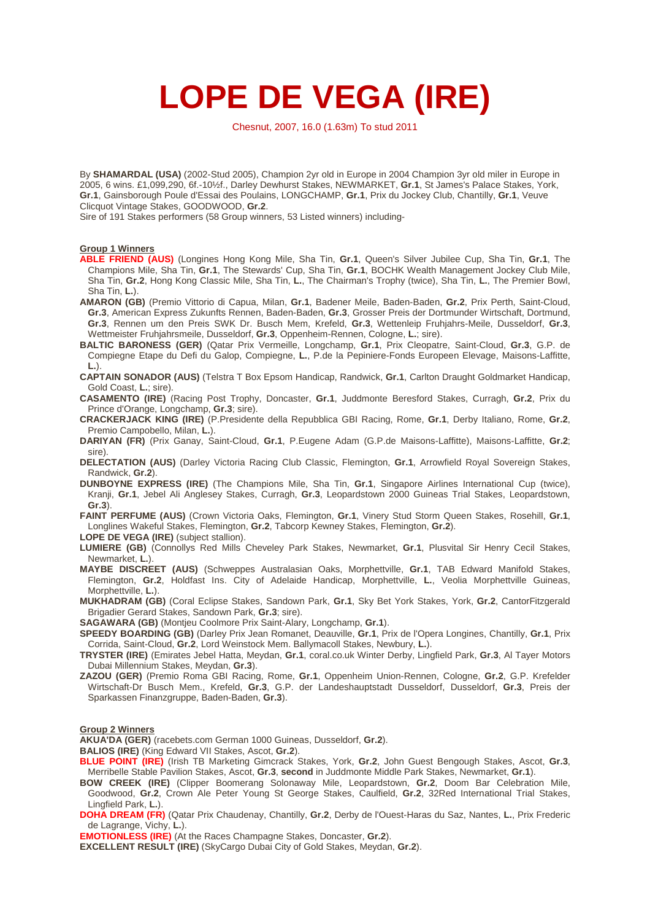# LOPE DE VEGA (IRE)

Chesnut, 2007, 16.0 (1.63m) To stud 2011

By **SHAMARDAL (USA)** (2002-Stud 2005), Champion 2yr old in Europe in 2004 Champion 3yr old miler in Europe in 2005, 6 wins. £1,099,290, 6f.-10½f., Darley Dewhurst Stakes, NEWMARKET, **Gr.1**, St James's Palace Stakes, York, **Gr.1**, Gainsborough Poule d'Essai des Poulains, LONGCHAMP, **Gr.1**, Prix du Jockey Club, Chantilly, **Gr.1**, Veuve Clicquot Vintage Stakes, GOODWOOD, **Gr.2**.
Sire of 191 Stakes performers (58 Group winners, 53 Listed winners) including-

**Group 1 Winners**

**ABLE FRIEND (AUS)** (Longines Hong Kong Mile, Sha Tin, **Gr.1**, Queen's Silver Jubilee Cup, Sha Tin, **Gr.1**, The Champions Mile, Sha Tin, **Gr.1**, The Stewards' Cup, Sha Tin, **Gr.1**, BOCHK Wealth Management Jockey Club Mile, Sha Tin, **Gr.2**, Hong Kong Classic Mile, Sha Tin, **L.**, The Chairman's Trophy (twice), Sha Tin, **L.**, The Premier Bowl, Sha Tin, **L.**).

**AMARON (GB)** (Premio Vittorio di Capua, Milan, **Gr.1**, Badener Meile, Baden-Baden, **Gr.2**, Prix Perth, Saint-Cloud, **Gr.3**, American Express Zukunfts Rennen, Baden-Baden, **Gr.3**, Grosser Preis der Dortmunder Wirtschaft, Dortmund, **Gr.3**, Rennen um den Preis SWK Dr. Busch Mem, Krefeld, **Gr.3**, Wettenleip Fruhjahrs-Meile, Dusseldorf, **Gr.3**, Wettmeister Fruhjahrsmeile, Dusseldorf, **Gr.3**, Oppenheim-Rennen, Cologne, **L.**; sire).

**BALTIC BARONESS (GER)** (Qatar Prix Vermeille, Longchamp, **Gr.1**, Prix Cleopatre, Saint-Cloud, **Gr.3**, G.P. de Compiegne Etape du Defi du Galop, Compiegne, **L.**, P.de la Pepiniere-Fonds Europeen Elevage, Maisons-Laffitte, **L.**).

**CAPTAIN SONADOR (AUS)** (Telstra T Box Epsom Handicap, Randwick, **Gr.1**, Carlton Draught Goldmarket Handicap, Gold Coast, **L.**; sire).

**CASAMENTO (IRE)** (Racing Post Trophy, Doncaster, **Gr.1**, Juddmonte Beresford Stakes, Curragh, **Gr.2**, Prix du Prince d'Orange, Longchamp, **Gr.3**; sire).

**CRACKERJACK KING (IRE)** (P.Presidente della Repubblica GBI Racing, Rome, **Gr.1**, Derby Italiano, Rome, **Gr.2**, Premio Campobello, Milan, **L.**).

**DARIYAN (FR)** (Prix Ganay, Saint-Cloud, **Gr.1**, P.Eugene Adam (G.P.de Maisons-Laffitte), Maisons-Laffitte, **Gr.2**; sire).

**DELECTATION (AUS)** (Darley Victoria Racing Club Classic, Flemington, **Gr.1**, Arrowfield Royal Sovereign Stakes, Randwick, **Gr.2**).

**DUNBOYNE EXPRESS (IRE)** (The Champions Mile, Sha Tin, **Gr.1**, Singapore Airlines International Cup (twice), Kranji, **Gr.1**, Jebel Ali Anglesey Stakes, Curragh, **Gr.3**, Leopardstown 2000 Guineas Trial Stakes, Leopardstown, **Gr.3**).

**FAINT PERFUME (AUS)** (Crown Victoria Oaks, Flemington, **Gr.1**, Vinery Stud Storm Queen Stakes, Rosehill, **Gr.1**, Longlines Wakeful Stakes, Flemington, **Gr.2**, Tabcorp Kewney Stakes, Flemington, **Gr.2**).

**LOPE DE VEGA (IRE)** (subject stallion).

**LUMIERE (GB)** (Connollys Red Mills Cheveley Park Stakes, Newmarket, **Gr.1**, Plusvital Sir Henry Cecil Stakes, Newmarket, **L.**).

**MAYBE DISCREET (AUS)** (Schweppes Australasian Oaks, Morphettville, **Gr.1**, TAB Edward Manifold Stakes, Flemington, **Gr.2**, Holdfast Ins. City of Adelaide Handicap, Morphettville, **L.**, Veolia Morphettville Guineas, Morphettville, **L.**).

**MUKHADRAM (GB)** (Coral Eclipse Stakes, Sandown Park, **Gr.1**, Sky Bet York Stakes, York, **Gr.2**, CantorFitzgerald Brigadier Gerard Stakes, Sandown Park, **Gr.3**; sire).

**SAGAWARA (GB)** (Montjeu Coolmore Prix Saint-Alary, Longchamp, **Gr.1**).

**SPEEDY BOARDING (GB)** (Darley Prix Jean Romanet, Deauville, **Gr.1**, Prix de l'Opera Longines, Chantilly, **Gr.1**, Prix Corrida, Saint-Cloud, **Gr.2**, Lord Weinstock Mem. Ballymacoll Stakes, Newbury, **L.**).

**TRYSTER (IRE)** (Emirates Jebel Hatta, Meydan, **Gr.1**, coral.co.uk Winter Derby, Lingfield Park, **Gr.3**, Al Tayer Motors Dubai Millennium Stakes, Meydan, **Gr.3**).

**ZAZOU (GER)** (Premio Roma GBI Racing, Rome, **Gr.1**, Oppenheim Union-Rennen, Cologne, **Gr.2**, G.P. Krefelder Wirtschaft-Dr Busch Mem., Krefeld, **Gr.3**, G.P. der Landeshauptstadt Dusseldorf, Dusseldorf, **Gr.3**, Preis der Sparkassen Finanzgruppe, Baden-Baden, **Gr.3**).

**Group 2 Winners**

**AKUA'DA (GER)** (racebets.com German 1000 Guineas, Dusseldorf, **Gr.2**).

**BALIOS (IRE)** (King Edward VII Stakes, Ascot, **Gr.2**).

**BLUE POINT (IRE)** (Irish TB Marketing Gimcrack Stakes, York, **Gr.2**, John Guest Bengough Stakes, Ascot, **Gr.3**, Merribelle Stable Pavilion Stakes, Ascot, **Gr.3**, **second** in Juddmonte Middle Park Stakes, Newmarket, **Gr.1**).

**BOW CREEK (IRE)** (Clipper Boomerang Solonaway Mile, Leopardstown, **Gr.2**, Doom Bar Celebration Mile, Goodwood, **Gr.2**, Crown Ale Peter Young St George Stakes, Caulfield, **Gr.2**, 32Red International Trial Stakes, Lingfield Park, **L.**).

**DOHA DREAM (FR)** (Qatar Prix Chaudenay, Chantilly, **Gr.2**, Derby de l'Ouest-Haras du Saz, Nantes, **L.**, Prix Frederic de Lagrange, Vichy, **L.**).

**EMOTIONLESS (IRE)** (At the Races Champagne Stakes, Doncaster, **Gr.2**).

**EXCELLENT RESULT (IRE)** (SkyCargo Dubai City of Gold Stakes, Meydan, **Gr.2**).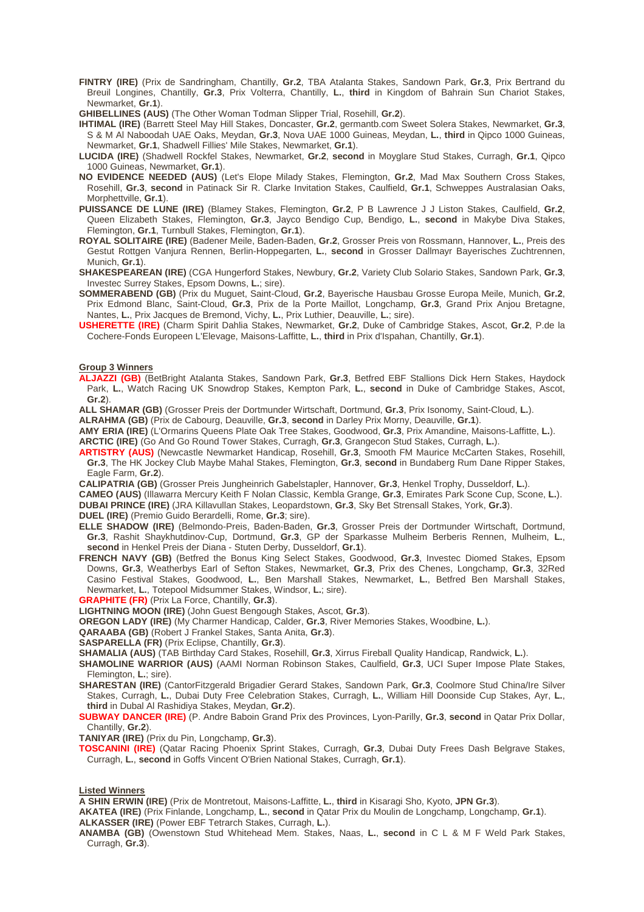**FINTRY (IRE)** (Prix de Sandringham, Chantilly, **Gr.2**, TBA Atalanta Stakes, Sandown Park, **Gr.3**, Prix Bertrand du Breuil Longines, Chantilly, **Gr.3**, Prix Volterra, Chantilly, **L.**, **third** in Kingdom of Bahrain Sun Chariot Stakes, Newmarket, **Gr.1**).

**GHIBELLINES (AUS)** (The Other Woman Todman Slipper Trial, Rosehill, **Gr.2**).

**IHTIMAL (IRE)** (Barrett Steel May Hill Stakes, Doncaster, **Gr.2**, germantb.com Sweet Solera Stakes, Newmarket, **Gr.3**, S & M Al Naboodah UAE Oaks, Meydan, **Gr.3**, Nova UAE 1000 Guineas, Meydan, **L.**, **third** in Qipco 1000 Guineas, Newmarket, **Gr.1**, Shadwell Fillies' Mile Stakes, Newmarket, **Gr.1**).

**LUCIDA (IRE)** (Shadwell Rockfel Stakes, Newmarket, **Gr.2**, **second** in Moyglare Stud Stakes, Curragh, **Gr.1**, Qipco 1000 Guineas, Newmarket, **Gr.1**).

**NO EVIDENCE NEEDED (AUS)** (Let's Elope Milady Stakes, Flemington, **Gr.2**, Mad Max Southern Cross Stakes, Rosehill, **Gr.3**, **second** in Patinack Sir R. Clarke Invitation Stakes, Caulfield, **Gr.1**, Schweppes Australasian Oaks, Morphettville, **Gr.1**).

**PUISSANCE DE LUNE (IRE)** (Blamey Stakes, Flemington, **Gr.2**, P B Lawrence J J Liston Stakes, Caulfield, **Gr.2**, Queen Elizabeth Stakes, Flemington, **Gr.3**, Jayco Bendigo Cup, Bendigo, **L.**, **second** in Makybe Diva Stakes, Flemington, **Gr.1**, Turnbull Stakes, Flemington, **Gr.1**).

**ROYAL SOLITAIRE (IRE)** (Badener Meile, Baden-Baden, **Gr.2**, Grosser Preis von Rossmann, Hannover, **L.**, Preis des Gestut Rottgen Vanjura Rennen, Berlin-Hoppegarten, **L.**, **second** in Grosser Dallmayr Bayerisches Zuchtrennen, Munich, **Gr.1**).

**SHAKESPEAREAN (IRE)** (CGA Hungerford Stakes, Newbury, **Gr.2**, Variety Club Solario Stakes, Sandown Park, **Gr.3**, Investec Surrey Stakes, Epsom Downs, **L.**; sire).

**SOMMERABEND (GB)** (Prix du Muguet, Saint-Cloud, **Gr.2**, Bayerische Hausbau Grosse Europa Meile, Munich, **Gr.2**, Prix Edmond Blanc, Saint-Cloud, **Gr.3**, Prix de la Porte Maillot, Longchamp, **Gr.3**, Grand Prix Anjou Bretagne, Nantes, **L.**, Prix Jacques de Bremond, Vichy, **L.**, Prix Luthier, Deauville, **L.**; sire).

**USHERETTE (IRE)** (Charm Spirit Dahlia Stakes, Newmarket, **Gr.2**, Duke of Cambridge Stakes, Ascot, **Gr.2**, P.de la Cochere-Fonds Europeen L'Elevage, Maisons-Laffitte, **L.**, **third** in Prix d'Ispahan, Chantilly, **Gr.1**).

## Group 3 Winners

**ALJAZZI (GB)** (BetBright Atalanta Stakes, Sandown Park, **Gr.3**, Betfred EBF Stallions Dick Hern Stakes, Haydock Park, **L.**, Watch Racing UK Snowdrop Stakes, Kempton Park, **L.**, **second** in Duke of Cambridge Stakes, Ascot, **Gr.2**).

**ALL SHAMAR (GB)** (Grosser Preis der Dortmunder Wirtschaft, Dortmund, **Gr.3**, Prix Isonomy, Saint-Cloud, **L.**).

**ALRAHMA (GB)** (Prix de Cabourg, Deauville, **Gr.3**, **second** in Darley Prix Morny, Deauville, **Gr.1**).

**AMY ERIA (IRE)** (L'Ormarins Queens Plate Oak Tree Stakes, Goodwood, **Gr.3**, Prix Amandine, Maisons-Laffitte, **L.**).

**ARCTIC (IRE)** (Go And Go Round Tower Stakes, Curragh, **Gr.3**, Grangecon Stud Stakes, Curragh, **L.**).

**ARTISTRY (AUS)** (Newcastle Newmarket Handicap, Rosehill, **Gr.3**, Smooth FM Maurice McCarten Stakes, Rosehill, **Gr.3**, The HK Jockey Club Maybe Mahal Stakes, Flemington, **Gr.3**, **second** in Bundaberg Rum Dane Ripper Stakes, Eagle Farm, **Gr.2**).

**CALIPATRIA (GB)** (Grosser Preis Jungheinrich Gabelstapler, Hannover, **Gr.3**, Henkel Trophy, Dusseldorf, **L.**).

**CAMEO (AUS)** (Illawarra Mercury Keith F Nolan Classic, Kembla Grange, **Gr.3**, Emirates Park Scone Cup, Scone, **L.**).

**DUBAI PRINCE (IRE)** (JRA Killavullan Stakes, Leopardstown, **Gr.3**, Sky Bet Strensall Stakes, York, **Gr.3**).

**DUEL (IRE)** (Premio Guido Berardelli, Rome, **Gr.3**; sire).

**ELLE SHADOW (IRE)** (Belmondo-Preis, Baden-Baden, **Gr.3**, Grosser Preis der Dortmunder Wirtschaft, Dortmund, **Gr.3**, Rashit Shaykhutdinov-Cup, Dortmund, **Gr.3**, GP der Sparkasse Mulheim Berberis Rennen, Mulheim, **L.**, **second** in Henkel Preis der Diana - Stuten Derby, Dusseldorf, **Gr.1**).

**FRENCH NAVY (GB)** (Betfred the Bonus King Select Stakes, Goodwood, **Gr.3**, Investec Diomed Stakes, Epsom Downs, **Gr.3**, Weatherbys Earl of Sefton Stakes, Newmarket, **Gr.3**, Prix des Chenes, Longchamp, **Gr.3**, 32Red Casino Festival Stakes, Goodwood, **L.**, Ben Marshall Stakes, Newmarket, **L.**, Betfred Ben Marshall Stakes, Newmarket, **L.**, Totepool Midsummer Stakes, Windsor, **L.**; sire).

**GRAPHITE (FR)** (Prix La Force, Chantilly, **Gr.3**).

**LIGHTNING MOON (IRE)** (John Guest Bengough Stakes, Ascot, **Gr.3**).

**OREGON LADY (IRE)** (My Charmer Handicap, Calder, **Gr.3**, River Memories Stakes, Woodbine, **L.**).

**QARAABA (GB)** (Robert J Frankel Stakes, Santa Anita, **Gr.3**).

**SASPARELLA (FR)** (Prix Eclipse, Chantilly, **Gr.3**).

**SHAMALIA (AUS)** (TAB Birthday Card Stakes, Rosehill, **Gr.3**, Xirrus Fireball Quality Handicap, Randwick, **L.**).

**SHAMOLINE WARRIOR (AUS)** (AAMI Norman Robinson Stakes, Caulfield, **Gr.3**, UCI Super Impose Plate Stakes, Flemington, **L.**; sire).

**SHARESTAN (IRE)** (CantorFitzgerald Brigadier Gerard Stakes, Sandown Park, **Gr.3**, Coolmore Stud China/Ire Silver Stakes, Curragh, **L.**, Dubai Duty Free Celebration Stakes, Curragh, **L.**, William Hill Doonside Cup Stakes, Ayr, **L.**, **third** in Dubal Al Rashidiya Stakes, Meydan, **Gr.2**).

**SUBWAY DANCER (IRE)** (P. Andre Baboin Grand Prix des Provinces, Lyon-Parilly, **Gr.3**, **second** in Qatar Prix Dollar, Chantilly, **Gr.2**).

**TANIYAR (IRE)** (Prix du Pin, Longchamp, **Gr.3**).

**TOSCANINI (IRE)** (Qatar Racing Phoenix Sprint Stakes, Curragh, **Gr.3**, Dubai Duty Frees Dash Belgrave Stakes, Curragh, **L.**, **second** in Goffs Vincent O'Brien National Stakes, Curragh, **Gr.1**).

## Listed Winners

**A SHIN ERWIN (IRE)** (Prix de Montretout, Maisons-Laffitte, **L.**, **third** in Kisaragi Sho, Kyoto, **JPN Gr.3**).

**AKATEA (IRE)** (Prix Finlande, Longchamp, **L.**, **second** in Qatar Prix du Moulin de Longchamp, Longchamp, **Gr.1**).

**ALKASSER (IRE)** (Power EBF Tetrarch Stakes, Curragh, **L.**).

**ANAMBA (GB)** (Owenstown Stud Whitehead Mem. Stakes, Naas, **L.**, **second** in C L & M F Weld Park Stakes, Curragh, **Gr.3**).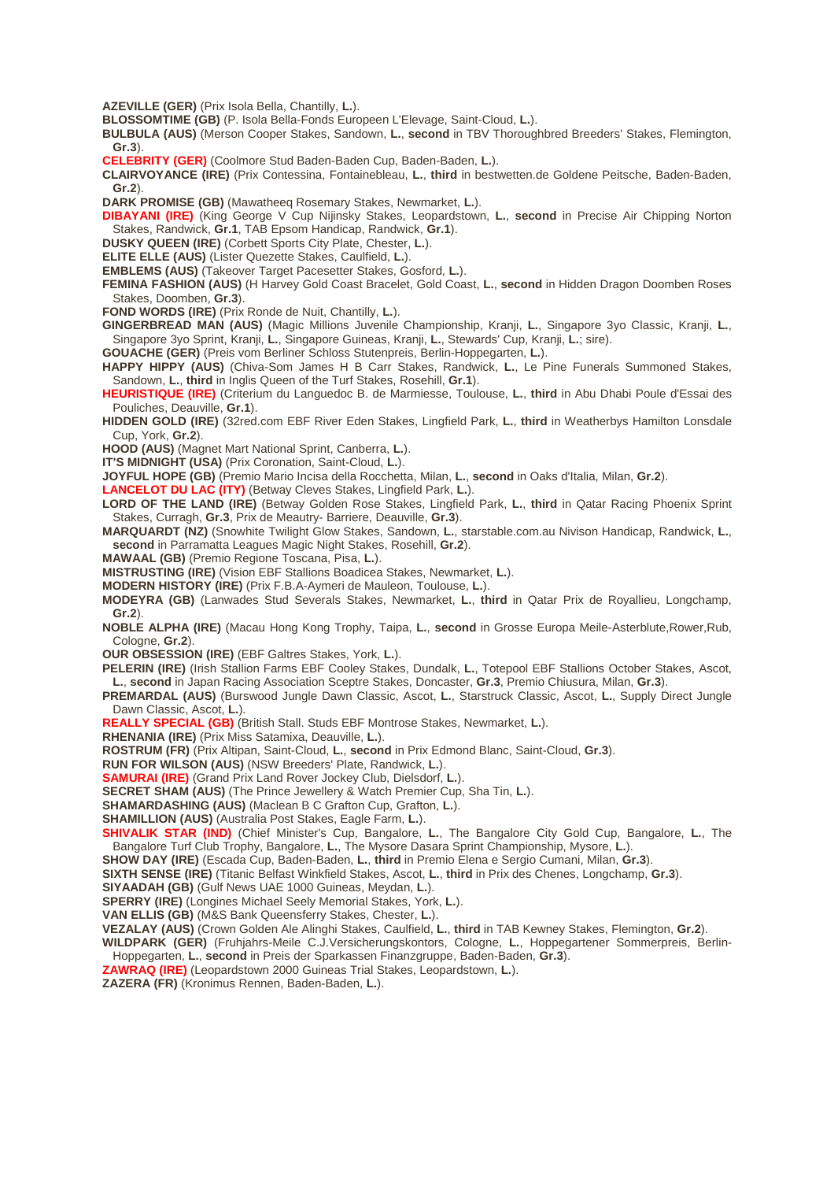**AZEVILLE (GER)** (Prix Isola Bella, Chantilly, **L.**).
**BLOSSOMTIME (GB)** (P. Isola Bella-Fonds Europeen L'Elevage, Saint-Cloud, **L.**).
**BULBULA (AUS)** (Merson Cooper Stakes, Sandown, **L.**, **second** in TBV Thoroughbred Breeders' Stakes, Flemington, **Gr.3**).
**CELEBRITY (GER)** (Coolmore Stud Baden-Baden Cup, Baden-Baden, **L.**).
**CLAIRVOYANCE (IRE)** (Prix Contessina, Fontainebleau, **L.**, **third** in bestwetten.de Goldene Peitsche, Baden-Baden, **Gr.2**).
**DARK PROMISE (GB)** (Mawatheeq Rosemary Stakes, Newmarket, **L.**).
**DIBAYANI (IRE)** (King George V Cup Nijinsky Stakes, Leopardstown, **L.**, **second** in Precise Air Chipping Norton Stakes, Randwick, **Gr.1**, TAB Epsom Handicap, Randwick, **Gr.1**).
**DUSKY QUEEN (IRE)** (Corbett Sports City Plate, Chester, **L.**).
**ELITE ELLE (AUS)** (Lister Quezette Stakes, Caulfield, **L.**).
**EMBLEMS (AUS)** (Takeover Target Pacesetter Stakes, Gosford, **L.**).
**FEMINA FASHION (AUS)** (H Harvey Gold Coast Bracelet, Gold Coast, **L.**, **second** in Hidden Dragon Doomben Roses Stakes, Doomben, **Gr.3**).
**FOND WORDS (IRE)** (Prix Ronde de Nuit, Chantilly, **L.**).
**GINGERBREAD MAN (AUS)** (Magic Millions Juvenile Championship, Kranji, **L.**, Singapore 3yo Classic, Kranji, **L.**, Singapore 3yo Sprint, Kranji, **L.**, Singapore Guineas, Kranji, **L.**, Stewards' Cup, Kranji, **L.**; sire).
**GOUACHE (GER)** (Preis vom Berliner Schloss Stutenpreis, Berlin-Hoppegarten, **L.**).
**HAPPY HIPPY (AUS)** (Chiva-Som James H B Carr Stakes, Randwick, **L.**, Le Pine Funerals Summoned Stakes, Sandown, **L.**, **third** in Inglis Queen of the Turf Stakes, Rosehill, **Gr.1**).
**HEURISTIQUE (IRE)** (Criterium du Languedoc B. de Marmiesse, Toulouse, **L.**, **third** in Abu Dhabi Poule d'Essai des Pouliches, Deauville, **Gr.1**).
**HIDDEN GOLD (IRE)** (32red.com EBF River Eden Stakes, Lingfield Park, **L.**, **third** in Weatherbys Hamilton Lonsdale Cup, York, **Gr.2**).
**HOOD (AUS)** (Magnet Mart National Sprint, Canberra, **L.**).
**IT'S MIDNIGHT (USA)** (Prix Coronation, Saint-Cloud, **L.**).
**JOYFUL HOPE (GB)** (Premio Mario Incisa della Rocchetta, Milan, **L.**, **second** in Oaks d'Italia, Milan, **Gr.2**).
**LANCELOT DU LAC (ITY)** (Betway Cleves Stakes, Lingfield Park, **L.**).
**LORD OF THE LAND (IRE)** (Betway Golden Rose Stakes, Lingfield Park, **L.**, **third** in Qatar Racing Phoenix Sprint Stakes, Curragh, **Gr.3**, Prix de Meautry- Barriere, Deauville, **Gr.3**).
**MARQUARDT (NZ)** (Snowhite Twilight Glow Stakes, Sandown, **L.**, starstable.com.au Nivison Handicap, Randwick, **L.**, **second** in Parramatta Leagues Magic Night Stakes, Rosehill, **Gr.2**).
**MAWAAL (GB)** (Premio Regione Toscana, Pisa, **L.**).
**MISTRUSTING (IRE)** (Vision EBF Stallions Boadicea Stakes, Newmarket, **L.**).
**MODERN HISTORY (IRE)** (Prix F.B.A-Aymeri de Mauleon, Toulouse, **L.**).
**MODEYRA (GB)** (Lanwades Stud Severals Stakes, Newmarket, **L.**, **third** in Qatar Prix de Royallieu, Longchamp, **Gr.2**).
**NOBLE ALPHA (IRE)** (Macau Hong Kong Trophy, Taipa, **L.**, **second** in Grosse Europa Meile-Asterblute,Rower,Rub, Cologne, **Gr.2**).
**OUR OBSESSION (IRE)** (EBF Galtres Stakes, York, **L.**).
**PELERIN (IRE)** (Irish Stallion Farms EBF Cooley Stakes, Dundalk, **L.**, Totepool EBF Stallions October Stakes, Ascot, **L.**, **second** in Japan Racing Association Sceptre Stakes, Doncaster, **Gr.3**, Premio Chiusura, Milan, **Gr.3**).
**PREMARDAL (AUS)** (Burswood Jungle Dawn Classic, Ascot, **L.**, Starstruck Classic, Ascot, **L.**, Supply Direct Jungle Dawn Classic, Ascot, **L.**).
**REALLY SPECIAL (GB)** (British Stall. Studs EBF Montrose Stakes, Newmarket, **L.**).
**RHENANIA (IRE)** (Prix Miss Satamixa, Deauville, **L.**).
**ROSTRUM (FR)** (Prix Altipan, Saint-Cloud, **L.**, **second** in Prix Edmond Blanc, Saint-Cloud, **Gr.3**).
**RUN FOR WILSON (AUS)** (NSW Breeders' Plate, Randwick, **L.**).
**SAMURAI (IRE)** (Grand Prix Land Rover Jockey Club, Dielsdorf, **L.**).
**SECRET SHAM (AUS)** (The Prince Jewellery & Watch Premier Cup, Sha Tin, **L.**).
**SHAMARDASHING (AUS)** (Maclean B C Grafton Cup, Grafton, **L.**).
**SHAMILLION (AUS)** (Australia Post Stakes, Eagle Farm, **L.**).
**SHIVALIK STAR (IND)** (Chief Minister's Cup, Bangalore, **L.**, The Bangalore City Gold Cup, Bangalore, **L.**, The Bangalore Turf Club Trophy, Bangalore, **L.**, The Mysore Dasara Sprint Championship, Mysore, **L.**).
**SHOW DAY (IRE)** (Escada Cup, Baden-Baden, **L.**, **third** in Premio Elena e Sergio Cumani, Milan, **Gr.3**).
**SIXTH SENSE (IRE)** (Titanic Belfast Winkfield Stakes, Ascot, **L.**, **third** in Prix des Chenes, Longchamp, **Gr.3**).
**SIYAADAH (GB)** (Gulf News UAE 1000 Guineas, Meydan, **L.**).
**SPERRY (IRE)** (Longines Michael Seely Memorial Stakes, York, **L.**).
**VAN ELLIS (GB)** (M&S Bank Queensferry Stakes, Chester, **L.**).
**VEZALAY (AUS)** (Crown Golden Ale Alinghi Stakes, Caulfield, **L.**, **third** in TAB Kewney Stakes, Flemington, **Gr.2**).
**WILDPARK (GER)** (Fruhjahrs-Meile C.J.Versicherungskontors, Cologne, **L.**, Hoppegartener Sommerpreis, Berlin-Hoppegarten, **L.**, **second** in Preis der Sparkassen Finanzgruppe, Baden-Baden, **Gr.3**).
**ZAWRAQ (IRE)** (Leopardstown 2000 Guineas Trial Stakes, Leopardstown, **L.**).
**ZAZERA (FR)** (Kronimus Rennen, Baden-Baden, **L.**).